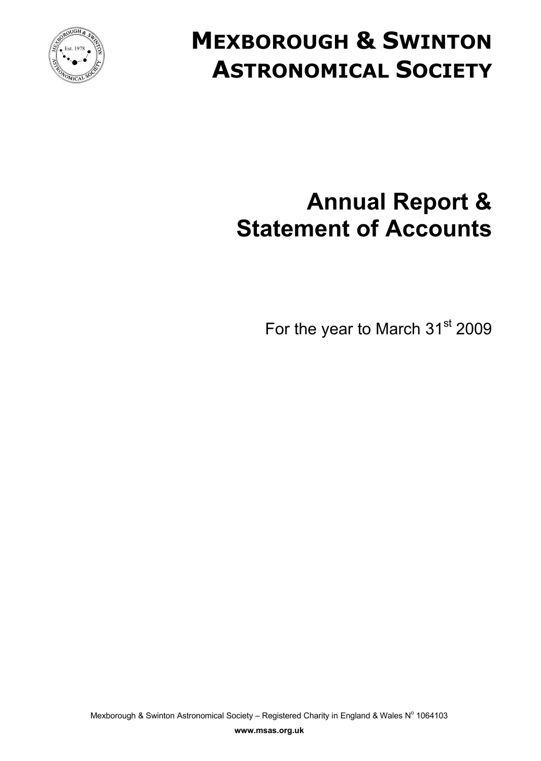# MEXBOROUGH & SWINTON ASTRONOMICAL SOCIETY

# Annual Report & Statement of Accounts

For the year to March 31st 2009

Mexborough & Swinton Astronomical Society – Registered Charity in England & Wales N$^{o}$ 1064103

**www.msas.org.uk**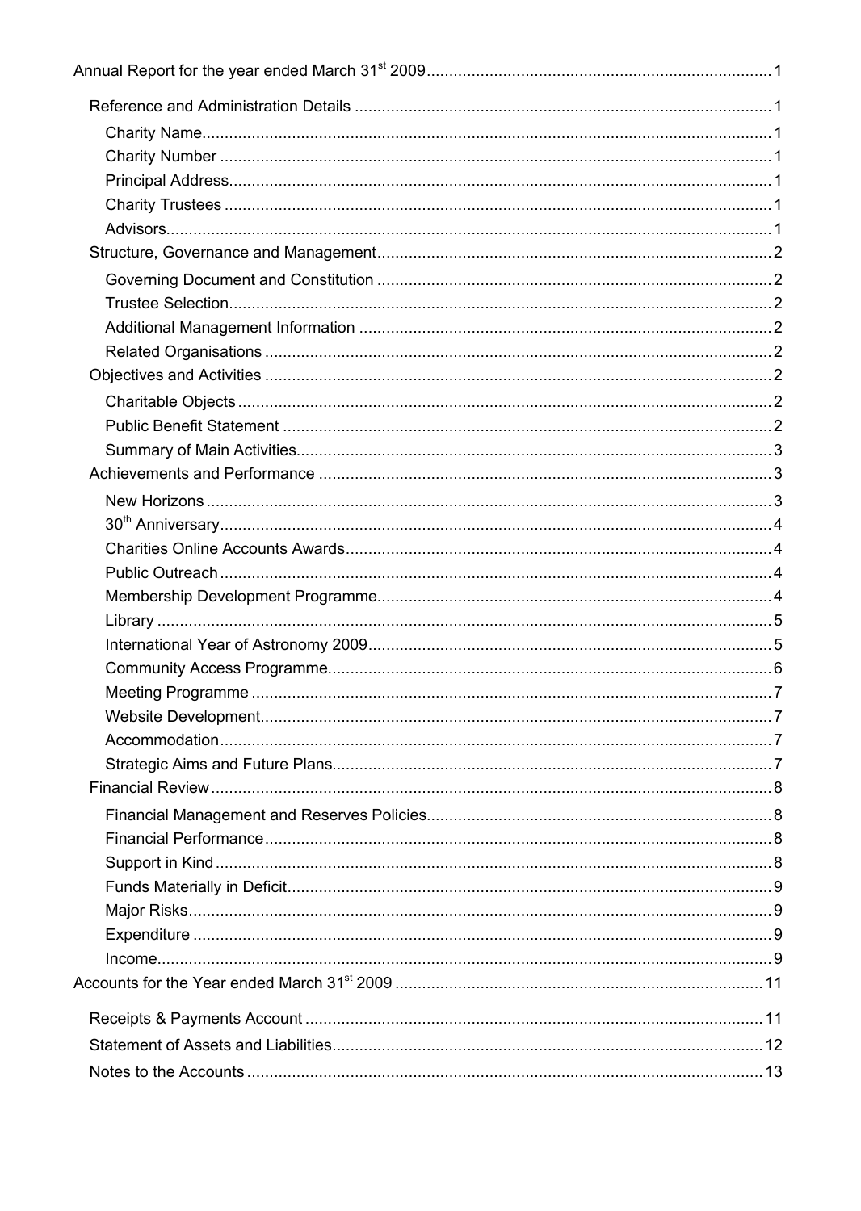Annual Report for the year ended March 31st 2009 ........................................................................ 1

- Reference and Administration Details ........................................................................ 1
  - Charity Name ........................................................................ 1
  - Charity Number ........................................................................ 1
  - Principal Address ........................................................................ 1
  - Charity Trustees ........................................................................ 1
  - Advisors ........................................................................ 1
- Structure, Governance and Management ........................................................................ 2
  - Governing Document and Constitution ........................................................................ 2
  - Trustee Selection ........................................................................ 2
  - Additional Management Information ........................................................................ 2
  - Related Organisations ........................................................................ 2
- Objectives and Activities ........................................................................ 2
  - Charitable Objects ........................................................................ 2
  - Public Benefit Statement ........................................................................ 2
  - Summary of Main Activities ........................................................................ 3
- Achievements and Performance ........................................................................ 3
  - New Horizons ........................................................................ 3
  - 30th Anniversary ........................................................................ 4
  - Charities Online Accounts Awards ........................................................................ 4
  - Public Outreach ........................................................................ 4
  - Membership Development Programme ........................................................................ 4
  - Library ........................................................................ 5
  - International Year of Astronomy 2009 ........................................................................ 5
  - Community Access Programme ........................................................................ 6
  - Meeting Programme ........................................................................ 7
  - Website Development ........................................................................ 7
  - Accommodation ........................................................................ 7
  - Strategic Aims and Future Plans ........................................................................ 7
- Financial Review ........................................................................ 8
  - Financial Management and Reserves Policies ........................................................................ 8
  - Financial Performance ........................................................................ 8
  - Support in Kind ........................................................................ 8
  - Funds Materially in Deficit ........................................................................ 9
  - Major Risks ........................................................................ 9
  - Expenditure ........................................................................ 9
  - Income ........................................................................ 9

Accounts for the Year ended March 31st 2009 ........................................................................ 11

- Receipts & Payments Account ........................................................................ 11
- Statement of Assets and Liabilities ........................................................................ 12
- Notes to the Accounts ........................................................................ 13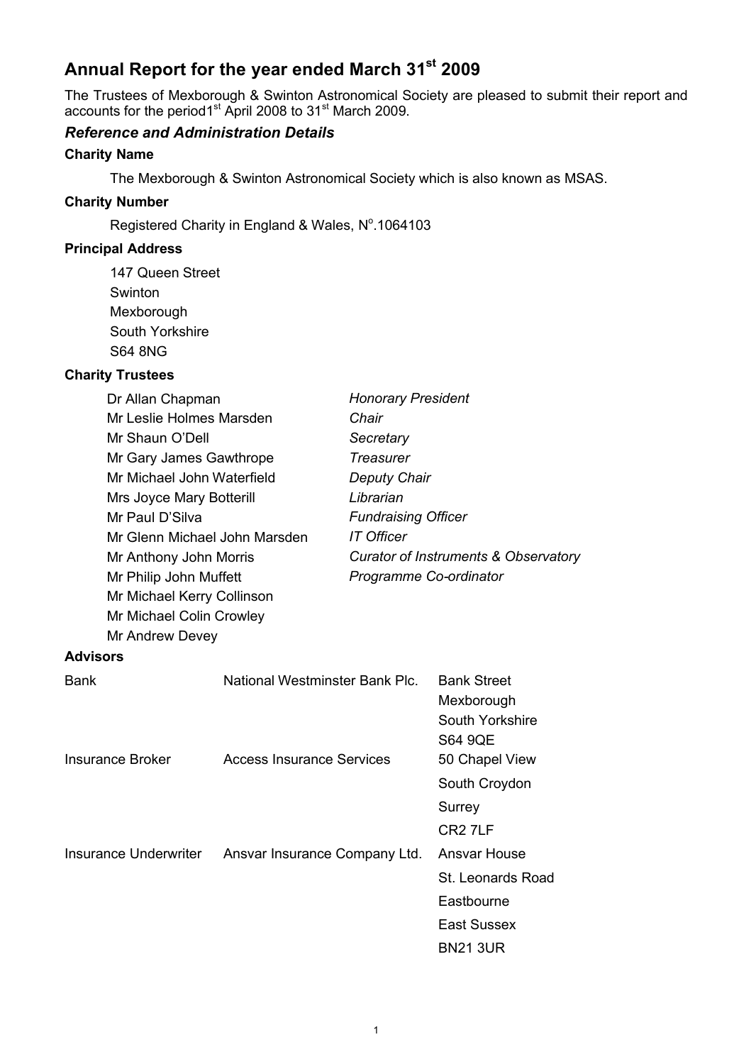# Annual Report for the year ended March 31st 2009

The Trustees of Mexborough & Swinton Astronomical Society are pleased to submit their report and accounts for the period1st April 2008 to 31st March 2009.

## *Reference and Administration Details*

### Charity Name

The Mexborough & Swinton Astronomical Society which is also known as MSAS.

### Charity Number

Registered Charity in England & Wales, N°.1064103

### Principal Address

147 Queen Street
Swinton
Mexborough
South Yorkshire
S64 8NG

### Charity Trustees

| | |
|---|---|
| Dr Allan Chapman | *Honorary President* |
| Mr Leslie Holmes Marsden | *Chair* |
| Mr Shaun O'Dell | *Secretary* |
| Mr Gary James Gawthrope | *Treasurer* |
| Mr Michael John Waterfield | *Deputy Chair* |
| Mrs Joyce Mary Botterill | *Librarian* |
| Mr Paul D'Silva | *Fundraising Officer* |
| Mr Glenn Michael John Marsden | *IT Officer* |
| Mr Anthony John Morris | *Curator of Instruments & Observatory* |
| Mr Philip John Muffett | *Programme Co-ordinator* |
| Mr Michael Kerry Collinson | |
| Mr Michael Colin Crowley | |
| Mr Andrew Devey | |

### Advisors

| | | |
|---|---|---|
| Bank | National Westminster Bank Plc. | Bank Street<br>Mexborough<br>South Yorkshire<br>S64 9QE |
| Insurance Broker | Access Insurance Services | 50 Chapel View<br>South Croydon<br>Surrey<br>CR2 7LF |
| Insurance Underwriter | Ansvar Insurance Company Ltd. | Ansvar House<br>St. Leonards Road<br>Eastbourne<br>East Sussex<br>BN21 3UR |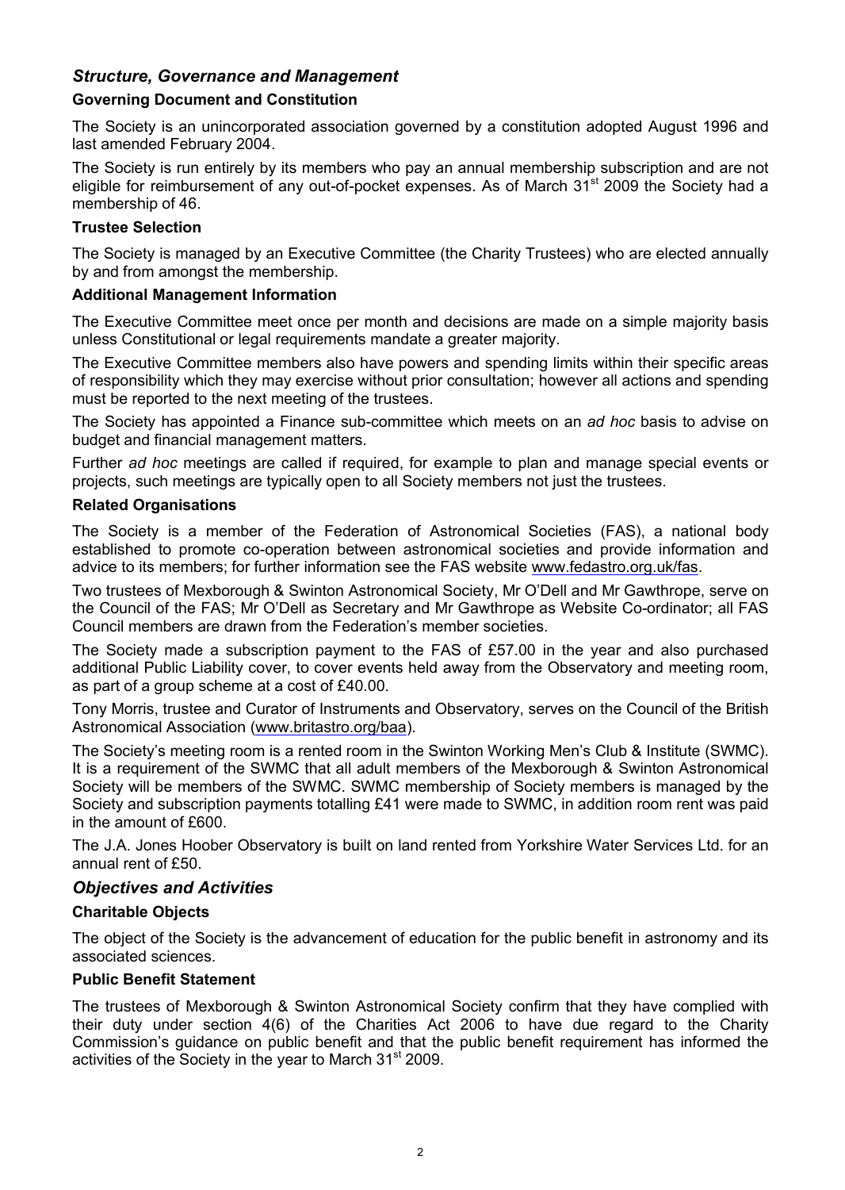## *Structure, Governance and Management*

### Governing Document and Constitution

The Society is an unincorporated association governed by a constitution adopted August 1996 and last amended February 2004.

The Society is run entirely by its members who pay an annual membership subscription and are not eligible for reimbursement of any out-of-pocket expenses. As of March 31st 2009 the Society had a membership of 46.

### Trustee Selection

The Society is managed by an Executive Committee (the Charity Trustees) who are elected annually by and from amongst the membership.

### Additional Management Information

The Executive Committee meet once per month and decisions are made on a simple majority basis unless Constitutional or legal requirements mandate a greater majority.

The Executive Committee members also have powers and spending limits within their specific areas of responsibility which they may exercise without prior consultation; however all actions and spending must be reported to the next meeting of the trustees.

The Society has appointed a Finance sub-committee which meets on an *ad hoc* basis to advise on budget and financial management matters.

Further *ad hoc* meetings are called if required, for example to plan and manage special events or projects, such meetings are typically open to all Society members not just the trustees.

### Related Organisations

The Society is a member of the Federation of Astronomical Societies (FAS), a national body established to promote co-operation between astronomical societies and provide information and advice to its members; for further information see the FAS website www.fedastro.org.uk/fas.

Two trustees of Mexborough & Swinton Astronomical Society, Mr O'Dell and Mr Gawthrope, serve on the Council of the FAS; Mr O'Dell as Secretary and Mr Gawthrope as Website Co-ordinator; all FAS Council members are drawn from the Federation's member societies.

The Society made a subscription payment to the FAS of £57.00 in the year and also purchased additional Public Liability cover, to cover events held away from the Observatory and meeting room, as part of a group scheme at a cost of £40.00.

Tony Morris, trustee and Curator of Instruments and Observatory, serves on the Council of the British Astronomical Association (www.britastro.org/baa).

The Society's meeting room is a rented room in the Swinton Working Men's Club & Institute (SWMC). It is a requirement of the SWMC that all adult members of the Mexborough & Swinton Astronomical Society will be members of the SWMC. SWMC membership of Society members is managed by the Society and subscription payments totalling £41 were made to SWMC, in addition room rent was paid in the amount of £600.

The J.A. Jones Hoober Observatory is built on land rented from Yorkshire Water Services Ltd. for an annual rent of £50.

## *Objectives and Activities*

### Charitable Objects

The object of the Society is the advancement of education for the public benefit in astronomy and its associated sciences.

### Public Benefit Statement

The trustees of Mexborough & Swinton Astronomical Society confirm that they have complied with their duty under section 4(6) of the Charities Act 2006 to have due regard to the Charity Commission's guidance on public benefit and that the public benefit requirement has informed the activities of the Society in the year to March 31st 2009.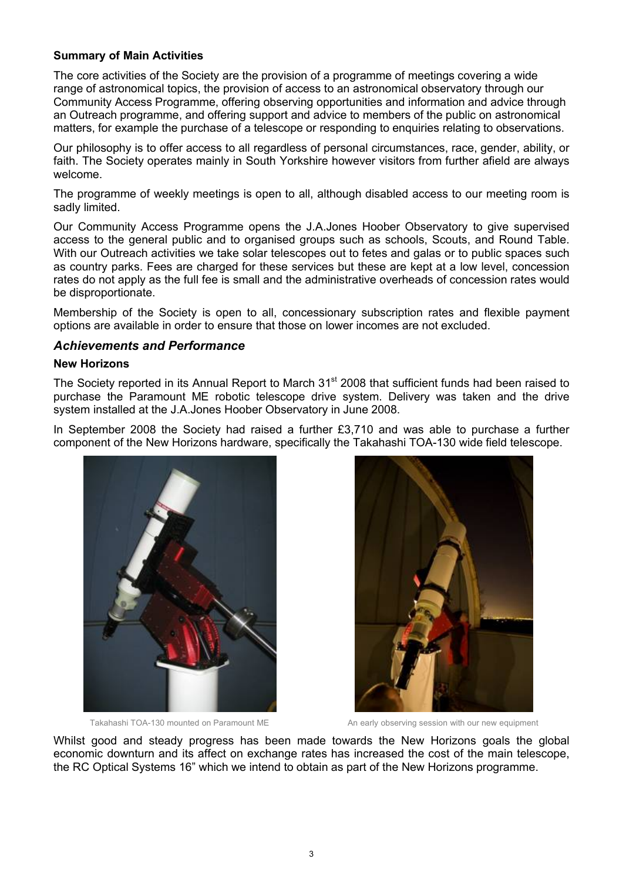**Summary of Main Activities**

The core activities of the Society are the provision of a programme of meetings covering a wide range of astronomical topics, the provision of access to an astronomical observatory through our Community Access Programme, offering observing opportunities and information and advice through an Outreach programme, and offering support and advice to members of the public on astronomical matters, for example the purchase of a telescope or responding to enquiries relating to observations.

Our philosophy is to offer access to all regardless of personal circumstances, race, gender, ability, or faith. The Society operates mainly in South Yorkshire however visitors from further afield are always welcome.

The programme of weekly meetings is open to all, although disabled access to our meeting room is sadly limited.

Our Community Access Programme opens the J.A.Jones Hoober Observatory to give supervised access to the general public and to organised groups such as schools, Scouts, and Round Table. With our Outreach activities we take solar telescopes out to fetes and galas or to public spaces such as country parks. Fees are charged for these services but these are kept at a low level, concession rates do not apply as the full fee is small and the administrative overheads of concession rates would be disproportionate.

Membership of the Society is open to all, concessionary subscription rates and flexible payment options are available in order to ensure that those on lower incomes are not excluded.

## *Achievements and Performance*

**New Horizons**

The Society reported in its Annual Report to March 31st 2008 that sufficient funds had been raised to purchase the Paramount ME robotic telescope drive system. Delivery was taken and the drive system installed at the J.A.Jones Hoober Observatory in June 2008.

In September 2008 the Society had raised a further £3,710 and was able to purchase a further component of the New Horizons hardware, specifically the Takahashi TOA-130 wide field telescope.

Takahashi TOA-130 mounted on Paramount ME

An early observing session with our new equipment

Whilst good and steady progress has been made towards the New Horizons goals the global economic downturn and its affect on exchange rates has increased the cost of the main telescope, the RC Optical Systems 16" which we intend to obtain as part of the New Horizons programme.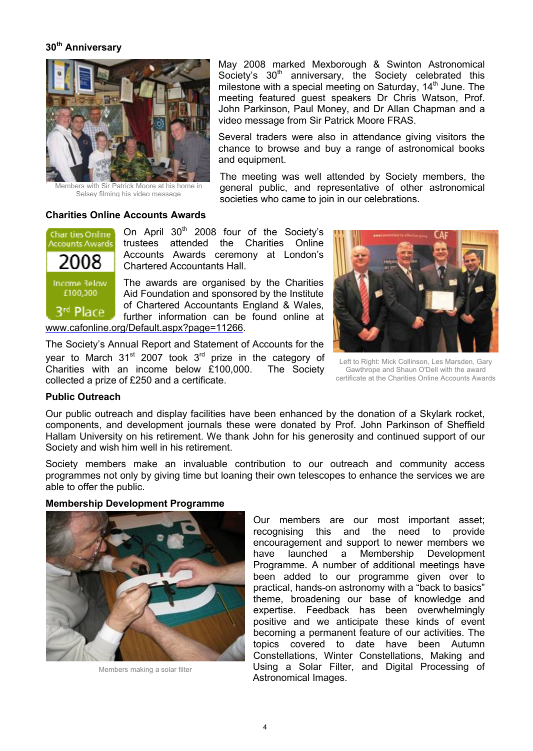## 30th Anniversary

Members with Sir Patrick Moore at his home in Selsey filming his video message

May 2008 marked Mexborough & Swinton Astronomical Society's 30th anniversary, the Society celebrated this milestone with a special meeting on Saturday, 14th June. The meeting featured guest speakers Dr Chris Watson, Prof. John Parkinson, Paul Money, and Dr Allan Chapman and a video message from Sir Patrick Moore FRAS.

Several traders were also in attendance giving visitors the chance to browse and buy a range of astronomical books and equipment.

The meeting was well attended by Society members, the general public, and representative of other astronomical societies who came to join in our celebrations.

## Charities Online Accounts Awards

Charities Online Accounts Awards 2008 Income Below £100,000 3rd Place

On April 30th 2008 four of the Society's trustees attended the Charities Online Accounts Awards ceremony at London's Chartered Accountants Hall.

The awards are organised by the Charities Aid Foundation and sponsored by the Institute of Chartered Accountants England & Wales, further information can be found online at www.cafonline.org/Default.aspx?page=11266.

The Society's Annual Report and Statement of Accounts for the year to March 31st 2007 took 3rd prize in the category of Charities with an income below £100,000. The Society collected a prize of £250 and a certificate.

Left to Right: Mick Collinson, Les Marsden, Gary Gawthrope and Shaun O'Dell with the award certificate at the Charities Online Accounts Awards

## Public Outreach

Our public outreach and display facilities have been enhanced by the donation of a Skylark rocket, components, and development journals these were donated by Prof. John Parkinson of Sheffield Hallam University on his retirement. We thank John for his generosity and continued support of our Society and wish him well in his retirement.

Society members make an invaluable contribution to our outreach and community access programmes not only by giving time but loaning their own telescopes to enhance the services we are able to offer the public.

## Membership Development Programme

Members making a solar filter

Our members are our most important asset; recognising this and the need to provide encouragement and support to newer members we have launched a Membership Development Programme. A number of additional meetings have been added to our programme given over to practical, hands-on astronomy with a "back to basics" theme, broadening our base of knowledge and expertise. Feedback has been overwhelmingly positive and we anticipate these kinds of event becoming a permanent feature of our activities. The topics covered to date have been Autumn Constellations, Winter Constellations, Making and Using a Solar Filter, and Digital Processing of Astronomical Images.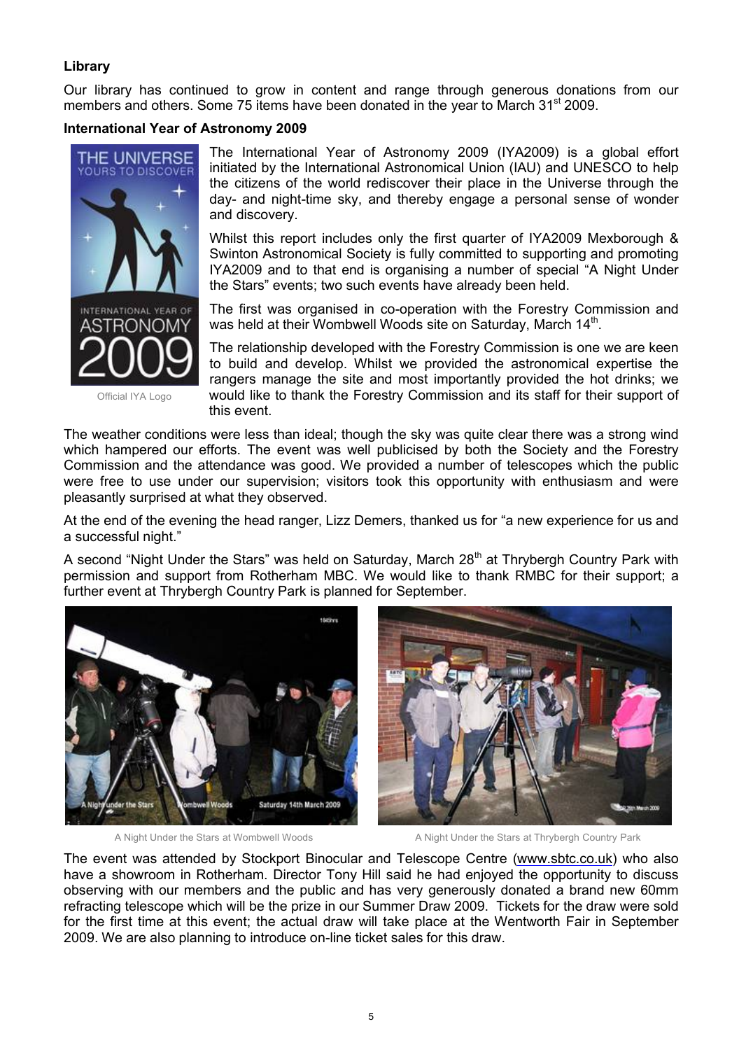**Library**

Our library has continued to grow in content and range through generous donations from our members and others. Some 75 items have been donated in the year to March 31st 2009.

**International Year of Astronomy 2009**

Official IYA Logo

The International Year of Astronomy 2009 (IYA2009) is a global effort initiated by the International Astronomical Union (IAU) and UNESCO to help the citizens of the world rediscover their place in the Universe through the day- and night-time sky, and thereby engage a personal sense of wonder and discovery.

Whilst this report includes only the first quarter of IYA2009 Mexborough & Swinton Astronomical Society is fully committed to supporting and promoting IYA2009 and to that end is organising a number of special “A Night Under the Stars” events; two such events have already been held.

The first was organised in co-operation with the Forestry Commission and was held at their Wombwell Woods site on Saturday, March 14th.

The relationship developed with the Forestry Commission is one we are keen to build and develop. Whilst we provided the astronomical expertise the rangers manage the site and most importantly provided the hot drinks; we would like to thank the Forestry Commission and its staff for their support of this event.

The weather conditions were less than ideal; though the sky was quite clear there was a strong wind which hampered our efforts. The event was well publicised by both the Society and the Forestry Commission and the attendance was good. We provided a number of telescopes which the public were free to use under our supervision; visitors took this opportunity with enthusiasm and were pleasantly surprised at what they observed.

At the end of the evening the head ranger, Lizz Demers, thanked us for “a new experience for us and a successful night.”

A second “Night Under the Stars” was held on Saturday, March 28th at Thrybergh Country Park with permission and support from Rotherham MBC. We would like to thank RMBC for their support; a further event at Thrybergh Country Park is planned for September.

A Night Under the Stars at Wombwell Woods

A Night Under the Stars at Thrybergh Country Park

The event was attended by Stockport Binocular and Telescope Centre (www.sbtc.co.uk) who also have a showroom in Rotherham. Director Tony Hill said he had enjoyed the opportunity to discuss observing with our members and the public and has very generously donated a brand new 60mm refracting telescope which will be the prize in our Summer Draw 2009. Tickets for the draw were sold for the first time at this event; the actual draw will take place at the Wentworth Fair in September 2009. We are also planning to introduce on-line ticket sales for this draw.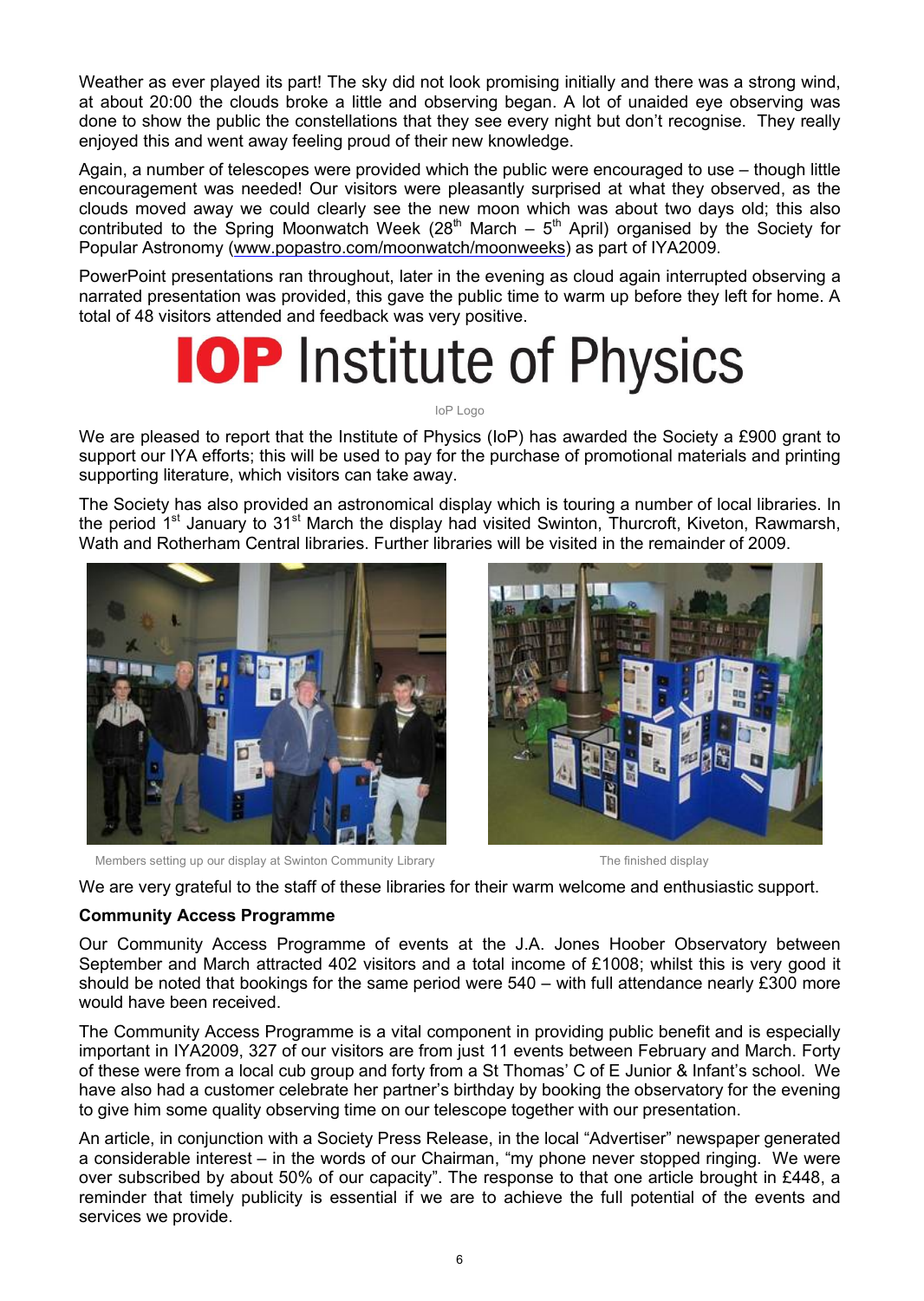Weather as ever played its part! The sky did not look promising initially and there was a strong wind, at about 20:00 the clouds broke a little and observing began. A lot of unaided eye observing was done to show the public the constellations that they see every night but don't recognise. They really enjoyed this and went away feeling proud of their new knowledge.

Again, a number of telescopes were provided which the public were encouraged to use – though little encouragement was needed! Our visitors were pleasantly surprised at what they observed, as the clouds moved away we could clearly see the new moon which was about two days old; this also contributed to the Spring Moonwatch Week (28th March – 5th April) organised by the Society for Popular Astronomy (www.popastro.com/moonwatch/moonweeks) as part of IYA2009.

PowerPoint presentations ran throughout, later in the evening as cloud again interrupted observing a narrated presentation was provided, this gave the public time to warm up before they left for home. A total of 48 visitors attended and feedback was very positive.

IOP Institute of Physics

IoP Logo

We are pleased to report that the Institute of Physics (IoP) has awarded the Society a £900 grant to support our IYA efforts; this will be used to pay for the purchase of promotional materials and printing supporting literature, which visitors can take away.

The Society has also provided an astronomical display which is touring a number of local libraries. In the period 1st January to 31st March the display had visited Swinton, Thurcroft, Kiveton, Rawmarsh, Wath and Rotherham Central libraries. Further libraries will be visited in the remainder of 2009.

Members setting up our display at Swinton Community Library

The finished display

We are very grateful to the staff of these libraries for their warm welcome and enthusiastic support.

**Community Access Programme**

Our Community Access Programme of events at the J.A. Jones Hoober Observatory between September and March attracted 402 visitors and a total income of £1008; whilst this is very good it should be noted that bookings for the same period were 540 – with full attendance nearly £300 more would have been received.

The Community Access Programme is a vital component in providing public benefit and is especially important in IYA2009, 327 of our visitors are from just 11 events between February and March. Forty of these were from a local cub group and forty from a St Thomas' C of E Junior & Infant's school. We have also had a customer celebrate her partner's birthday by booking the observatory for the evening to give him some quality observing time on our telescope together with our presentation.

An article, in conjunction with a Society Press Release, in the local "Advertiser" newspaper generated a considerable interest – in the words of our Chairman, "my phone never stopped ringing. We were over subscribed by about 50% of our capacity". The response to that one article brought in £448, a reminder that timely publicity is essential if we are to achieve the full potential of the events and services we provide.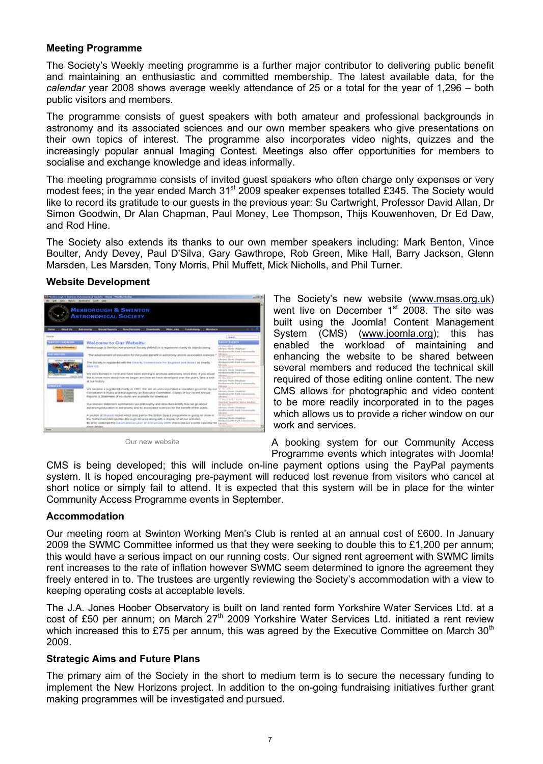**Meeting Programme**

The Society's Weekly meeting programme is a further major contributor to delivering public benefit and maintaining an enthusiastic and committed membership. The latest available data, for the *calendar* year 2008 shows average weekly attendance of 25 or a total for the year of 1,296 – both public visitors and members.

The programme consists of guest speakers with both amateur and professional backgrounds in astronomy and its associated sciences and our own member speakers who give presentations on their own topics of interest. The programme also incorporates video nights, quizzes and the increasingly popular annual Imaging Contest. Meetings also offer opportunities for members to socialise and exchange knowledge and ideas informally.

The meeting programme consists of invited guest speakers who often charge only expenses or very modest fees; in the year ended March 31st 2009 speaker expenses totalled £345. The Society would like to record its gratitude to our guests in the previous year: Su Cartwright, Professor David Allan, Dr Simon Goodwin, Dr Alan Chapman, Paul Money, Lee Thompson, Thijs Kouwenhoven, Dr Ed Daw, and Rod Hine.

The Society also extends its thanks to our own member speakers including: Mark Benton, Vince Boulter, Andy Devey, Paul D'Silva, Gary Gawthrope, Rob Green, Mike Hall, Barry Jackson, Glenn Marsden, Les Marsden, Tony Morris, Phil Muffett, Mick Nicholls, and Phil Turner.

**Website Development**

Our new website

The Society's new website (www.msas.org.uk) went live on December 1st 2008. The site was built using the Joomla! Content Management System (CMS) (www.joomla.org); this has enabled the workload of maintaining and enhancing the website to be shared between several members and reduced the technical skill required of those editing online content. The new CMS allows for photographic and video content to be more readily incorporated in to the pages which allows us to provide a richer window on our work and services.

A booking system for our Community Access Programme events which integrates with Joomla! CMS is being developed; this will include on-line payment options using the PayPal payments system. It is hoped encouraging pre-payment will reduced lost revenue from visitors who cancel at short notice or simply fail to attend. It is expected that this system will be in place for the winter Community Access Programme events in September.

**Accommodation**

Our meeting room at Swinton Working Men's Club is rented at an annual cost of £600. In January 2009 the SWMC Committee informed us that they were seeking to double this to £1,200 per annum; this would have a serious impact on our running costs. Our signed rent agreement with SWMC limits rent increases to the rate of inflation however SWMC seem determined to ignore the agreement they freely entered in to. The trustees are urgently reviewing the Society's accommodation with a view to keeping operating costs at acceptable levels.

The J.A. Jones Hoober Observatory is built on land rented form Yorkshire Water Services Ltd. at a cost of £50 per annum; on March 27th 2009 Yorkshire Water Services Ltd. initiated a rent review which increased this to £75 per annum, this was agreed by the Executive Committee on March 30th 2009.

**Strategic Aims and Future Plans**

The primary aim of the Society in the short to medium term is to secure the necessary funding to implement the New Horizons project. In addition to the on-going fundraising initiatives further grant making programmes will be investigated and pursued.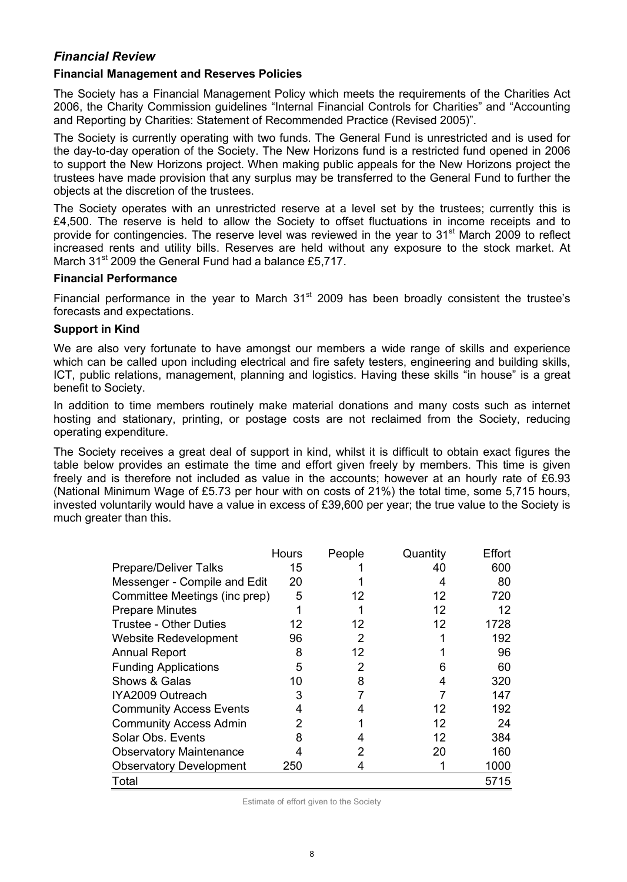## *Financial Review*

### Financial Management and Reserves Policies

The Society has a Financial Management Policy which meets the requirements of the Charities Act 2006, the Charity Commission guidelines "Internal Financial Controls for Charities" and "Accounting and Reporting by Charities: Statement of Recommended Practice (Revised 2005)".

The Society is currently operating with two funds. The General Fund is unrestricted and is used for the day-to-day operation of the Society. The New Horizons fund is a restricted fund opened in 2006 to support the New Horizons project. When making public appeals for the New Horizons project the trustees have made provision that any surplus may be transferred to the General Fund to further the objects at the discretion of the trustees.

The Society operates with an unrestricted reserve at a level set by the trustees; currently this is £4,500. The reserve is held to allow the Society to offset fluctuations in income receipts and to provide for contingencies. The reserve level was reviewed in the year to 31st March 2009 to reflect increased rents and utility bills. Reserves are held without any exposure to the stock market. At March 31st 2009 the General Fund had a balance £5,717.

### Financial Performance

Financial performance in the year to March 31st 2009 has been broadly consistent the trustee's forecasts and expectations.

### Support in Kind

We are also very fortunate to have amongst our members a wide range of skills and experience which can be called upon including electrical and fire safety testers, engineering and building skills, ICT, public relations, management, planning and logistics. Having these skills "in house" is a great benefit to Society.

In addition to time members routinely make material donations and many costs such as internet hosting and stationary, printing, or postage costs are not reclaimed from the Society, reducing operating expenditure.

The Society receives a great deal of support in kind, whilst it is difficult to obtain exact figures the table below provides an estimate the time and effort given freely by members. This time is given freely and is therefore not included as value in the accounts; however at an hourly rate of £6.93 (National Minimum Wage of £5.73 per hour with on costs of 21%) the total time, some 5,715 hours, invested voluntarily would have a value in excess of £39,600 per year; the true value to the Society is much greater than this.

| | Hours | People | Quantity | Effort |
|---|---|---|---|---|
| Prepare/Deliver Talks | 15 | 1 | 40 | 600 |
| Messenger - Compile and Edit | 20 | 1 | 4 | 80 |
| Committee Meetings (inc prep) | 5 | 12 | 12 | 720 |
| Prepare Minutes | 1 | 1 | 12 | 12 |
| Trustee - Other Duties | 12 | 12 | 12 | 1728 |
| Website Redevelopment | 96 | 2 | 1 | 192 |
| Annual Report | 8 | 12 | 1 | 96 |
| Funding Applications | 5 | 2 | 6 | 60 |
| Shows & Galas | 10 | 8 | 4 | 320 |
| IYA2009 Outreach | 3 | 7 | 7 | 147 |
| Community Access Events | 4 | 4 | 12 | 192 |
| Community Access Admin | 2 | 1 | 12 | 24 |
| Solar Obs. Events | 8 | 4 | 12 | 384 |
| Observatory Maintenance | 4 | 2 | 20 | 160 |
| Observatory Development | 250 | 4 | 1 | 1000 |
| Total | | | | 5715 |

Estimate of effort given to the Society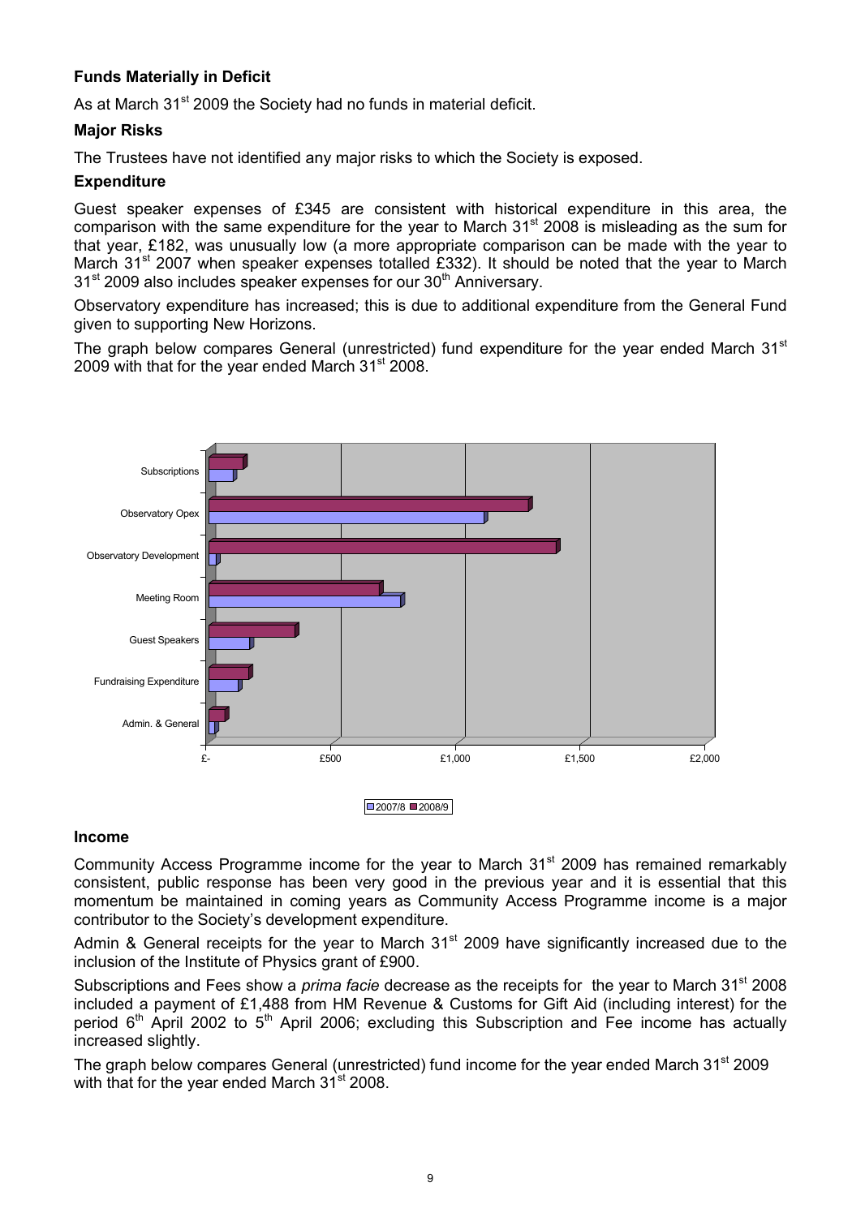**Funds Materially in Deficit**

As at March 31st 2009 the Society had no funds in material deficit.

**Major Risks**

The Trustees have not identified any major risks to which the Society is exposed.

**Expenditure**

Guest speaker expenses of £345 are consistent with historical expenditure in this area, the comparison with the same expenditure for the year to March 31st 2008 is misleading as the sum for that year, £182, was unusually low (a more appropriate comparison can be made with the year to March 31st 2007 when speaker expenses totalled £332). It should be noted that the year to March 31st 2009 also includes speaker expenses for our 30th Anniversary.

Observatory expenditure has increased; this is due to additional expenditure from the General Fund given to supporting New Horizons.

The graph below compares General (unrestricted) fund expenditure for the year ended March 31st 2009 with that for the year ended March 31st 2008.

**Income**

Community Access Programme income for the year to March 31st 2009 has remained remarkably consistent, public response has been very good in the previous year and it is essential that this momentum be maintained in coming years as Community Access Programme income is a major contributor to the Society's development expenditure.

Admin & General receipts for the year to March 31st 2009 have significantly increased due to the inclusion of the Institute of Physics grant of £900.

Subscriptions and Fees show a *prima facie* decrease as the receipts for the year to March 31st 2008 included a payment of £1,488 from HM Revenue & Customs for Gift Aid (including interest) for the period 6th April 2002 to 5th April 2006; excluding this Subscription and Fee income has actually increased slightly.

The graph below compares General (unrestricted) fund income for the year ended March 31st 2009 with that for the year ended March 31st 2008.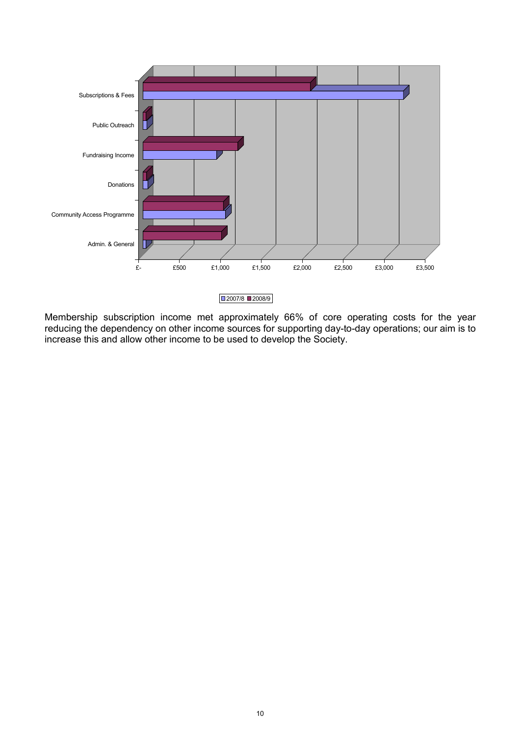Membership subscription income met approximately 66% of core operating costs for the year reducing the dependency on other income sources for supporting day-to-day operations; our aim is to increase this and allow other income to be used to develop the Society.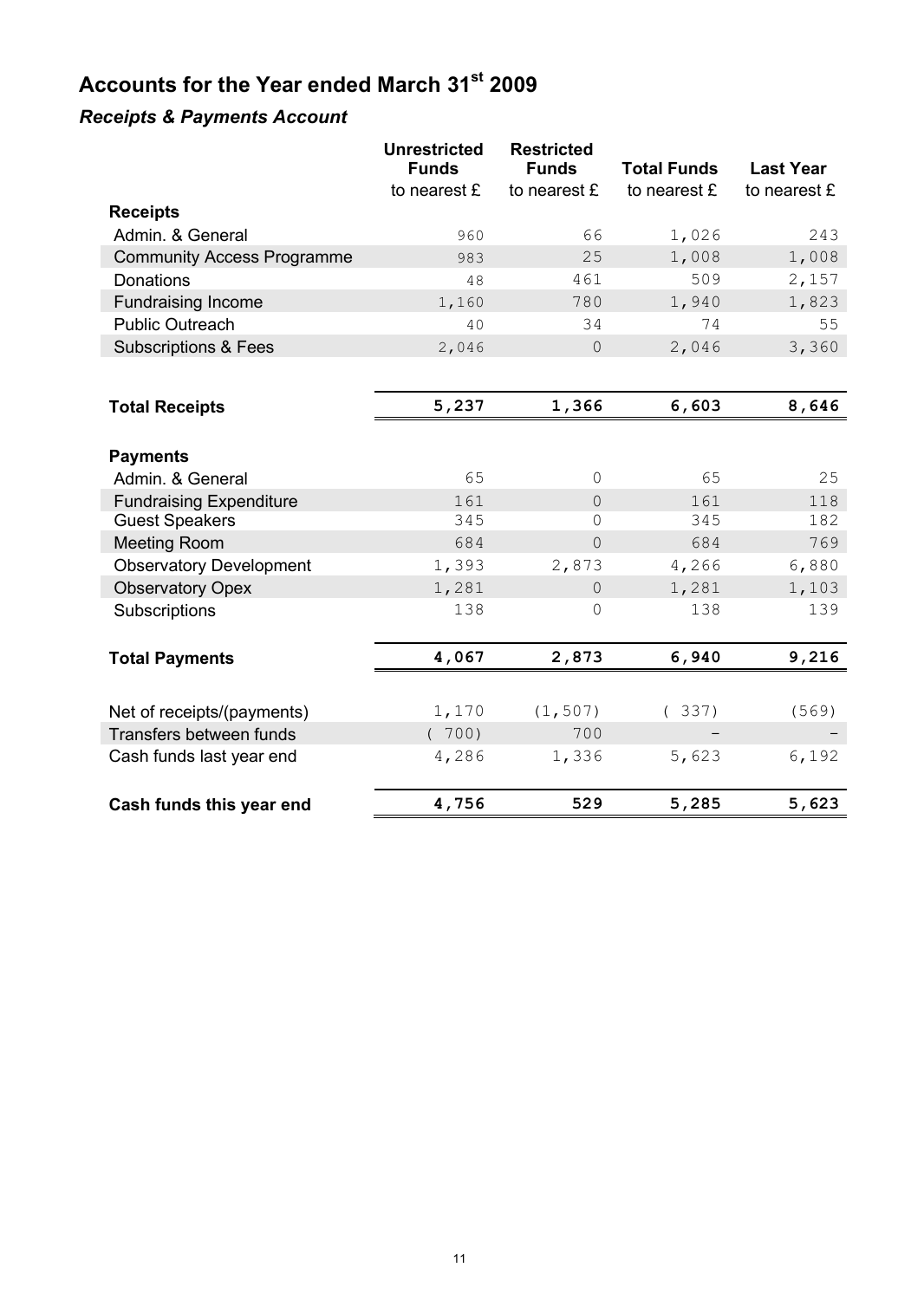# Accounts for the Year ended March 31st 2009

### *Receipts & Payments Account*

| | Unrestricted Funds to nearest £ | Restricted Funds to nearest £ | Total Funds to nearest £ | Last Year to nearest £ |
|---|---|---|---|---|
| **Receipts** | | | | |
| Admin. & General | 960 | 66 | 1,026 | 243 |
| Community Access Programme | 983 | 25 | 1,008 | 1,008 |
| Donations | 48 | 461 | 509 | 2,157 |
| Fundraising Income | 1,160 | 780 | 1,940 | 1,823 |
| Public Outreach | 40 | 34 | 74 | 55 |
| Subscriptions & Fees | 2,046 | 0 | 2,046 | 3,360 |
| **Total Receipts** | **5,237** | **1,366** | **6,603** | **8,646** |
| **Payments** | | | | |
| Admin. & General | 65 | 0 | 65 | 25 |
| Fundraising Expenditure | 161 | 0 | 161 | 118 |
| Guest Speakers | 345 | 0 | 345 | 182 |
| Meeting Room | 684 | 0 | 684 | 769 |
| Observatory Development | 1,393 | 2,873 | 4,266 | 6,880 |
| Observatory Opex | 1,281 | 0 | 1,281 | 1,103 |
| Subscriptions | 138 | 0 | 138 | 139 |
| **Total Payments** | **4,067** | **2,873** | **6,940** | **9,216** |
| Net of receipts/(payments) | 1,170 | (1,507) | ( 337) | (569) |
| Transfers between funds | ( 700) | 700 | - | - |
| Cash funds last year end | 4,286 | 1,336 | 5,623 | 6,192 |
| **Cash funds this year end** | **4,756** | **529** | **5,285** | **5,623** |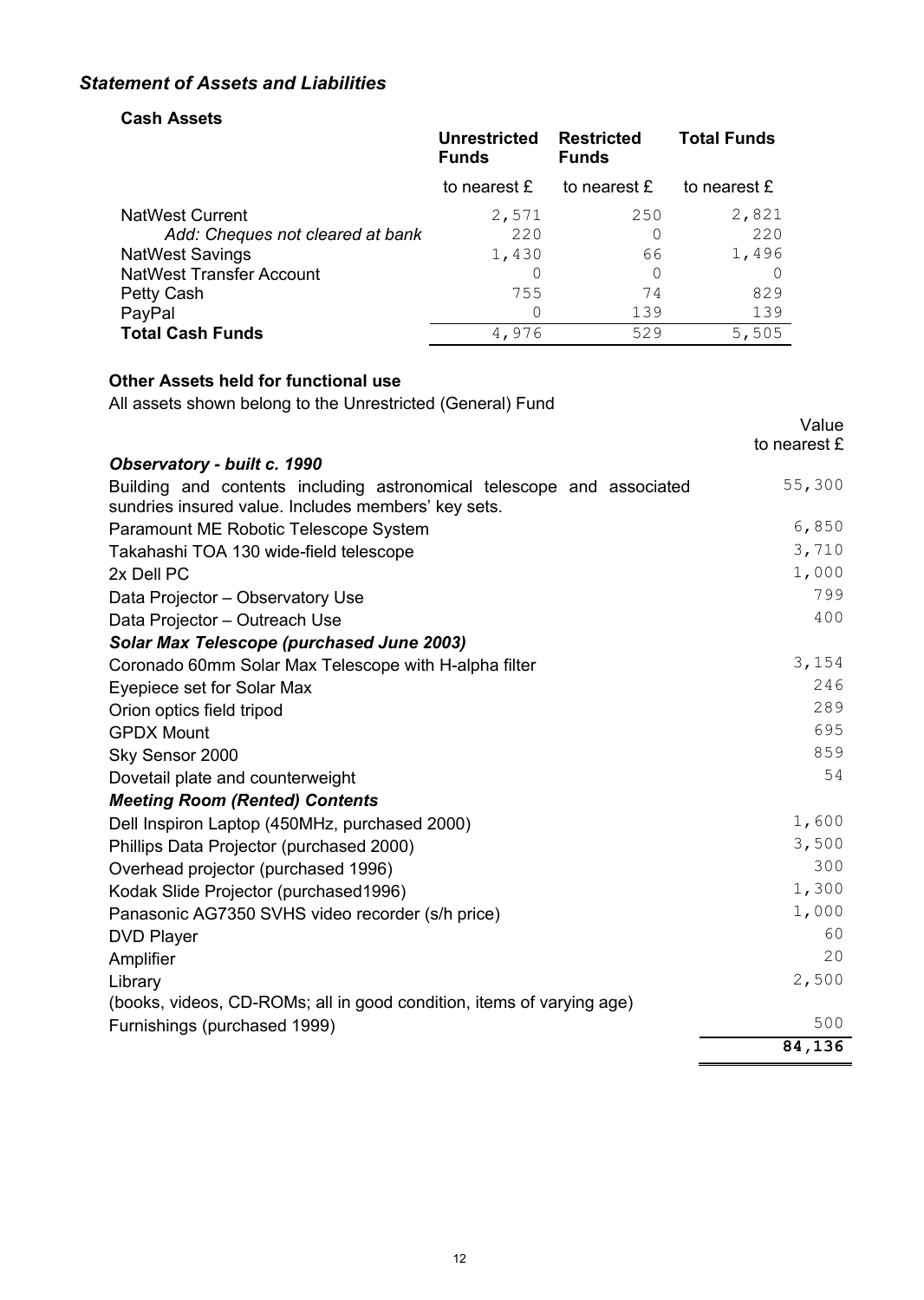## *Statement of Assets and Liabilities*

### Cash Assets

| | Unrestricted Funds | Restricted Funds | Total Funds |
|---|---|---|---|
| | to nearest £ | to nearest £ | to nearest £ |
| NatWest Current | 2,571 | 250 | 2,821 |
| *Add: Cheques not cleared at bank* | 220 | 0 | 220 |
| NatWest Savings | 1,430 | 66 | 1,496 |
| NatWest Transfer Account | 0 | 0 | 0 |
| Petty Cash | 755 | 74 | 829 |
| PayPal | 0 | 139 | 139 |
| **Total Cash Funds** | 4,976 | 529 | 5,505 |

### Other Assets held for functional use

All assets shown belong to the Unrestricted (General) Fund

| | Value to nearest £ |
|---|---|
| ***Observatory - built c. 1990*** | |
| Building and contents including astronomical telescope and associated sundries insured value. Includes members' key sets. | 55,300 |
| Paramount ME Robotic Telescope System | 6,850 |
| Takahashi TOA 130 wide-field telescope | 3,710 |
| 2x Dell PC | 1,000 |
| Data Projector – Observatory Use | 799 |
| Data Projector – Outreach Use | 400 |
| ***Solar Max Telescope (purchased June 2003)*** | |
| Coronado 60mm Solar Max Telescope with H-alpha filter | 3,154 |
| Eyepiece set for Solar Max | 246 |
| Orion optics field tripod | 289 |
| GPDX Mount | 695 |
| Sky Sensor 2000 | 859 |
| Dovetail plate and counterweight | 54 |
| ***Meeting Room (Rented) Contents*** | |
| Dell Inspiron Laptop (450MHz, purchased 2000) | 1,600 |
| Phillips Data Projector (purchased 2000) | 3,500 |
| Overhead projector (purchased 1996) | 300 |
| Kodak Slide Projector (purchased1996) | 1,300 |
| Panasonic AG7350 SVHS video recorder (s/h price) | 1,000 |
| DVD Player | 60 |
| Amplifier | 20 |
| Library (books, videos, CD-ROMs; all in good condition, items of varying age) | 2,500 |
| Furnishings (purchased 1999) | 500 |
| | **84,136** |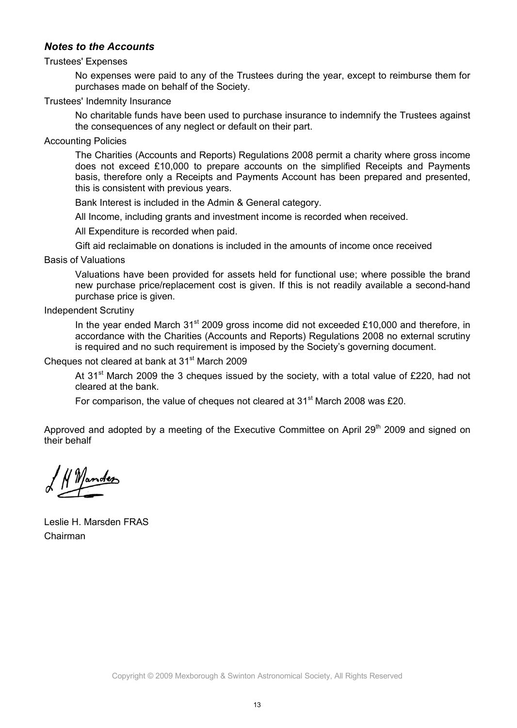## *Notes to the Accounts*

Trustees' Expenses

No expenses were paid to any of the Trustees during the year, except to reimburse them for purchases made on behalf of the Society.

Trustees' Indemnity Insurance

No charitable funds have been used to purchase insurance to indemnify the Trustees against the consequences of any neglect or default on their part.

Accounting Policies

The Charities (Accounts and Reports) Regulations 2008 permit a charity where gross income does not exceed £10,000 to prepare accounts on the simplified Receipts and Payments basis, therefore only a Receipts and Payments Account has been prepared and presented, this is consistent with previous years.

Bank Interest is included in the Admin & General category.

All Income, including grants and investment income is recorded when received.

All Expenditure is recorded when paid.

Gift aid reclaimable on donations is included in the amounts of income once received

Basis of Valuations

Valuations have been provided for assets held for functional use; where possible the brand new purchase price/replacement cost is given. If this is not readily available a second-hand purchase price is given.

Independent Scrutiny

In the year ended March 31st 2009 gross income did not exceeded £10,000 and therefore, in accordance with the Charities (Accounts and Reports) Regulations 2008 no external scrutiny is required and no such requirement is imposed by the Society's governing document.

Cheques not cleared at bank at 31st March 2009

At 31st March 2009 the 3 cheques issued by the society, with a total value of £220, had not cleared at the bank.

For comparison, the value of cheques not cleared at 31st March 2008 was £20.

Approved and adopted by a meeting of the Executive Committee on April 29th 2009 and signed on their behalf

Leslie H. Marsden FRAS
Chairman

Copyright © 2009 Mexborough & Swinton Astronomical Society, All Rights Reserved